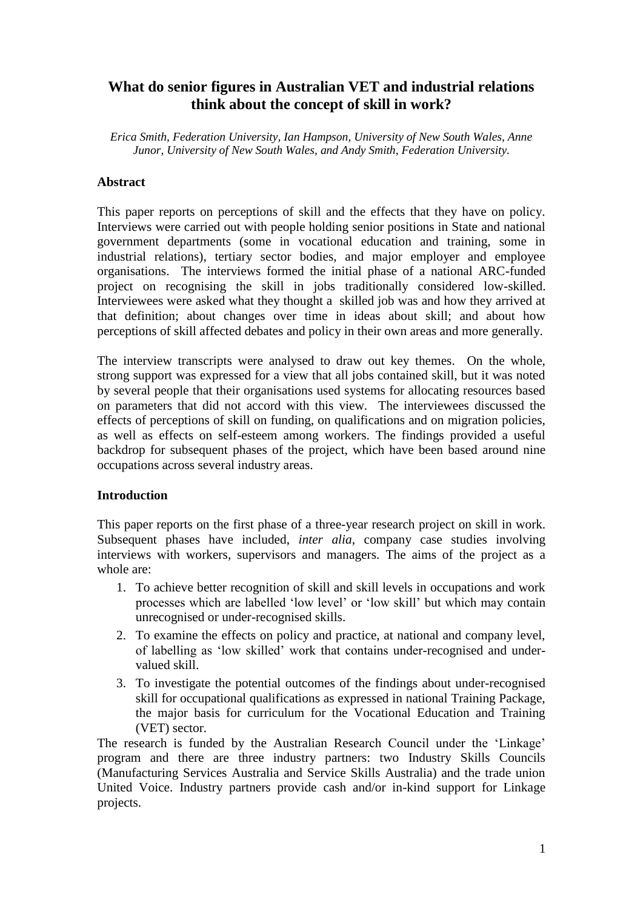# What do senior figures in Australian VET and industrial relations think about the concept of skill in work?

*Erica Smith, Federation University, Ian Hampson, University of New South Wales, Anne Junor, University of New South Wales, and Andy Smith, Federation University.*

## Abstract

This paper reports on perceptions of skill and the effects that they have on policy. Interviews were carried out with people holding senior positions in State and national government departments (some in vocational education and training, some in industrial relations), tertiary sector bodies, and major employer and employee organisations. The interviews formed the initial phase of a national ARC-funded project on recognising the skill in jobs traditionally considered low-skilled. Interviewees were asked what they thought a skilled job was and how they arrived at that definition; about changes over time in ideas about skill; and about how perceptions of skill affected debates and policy in their own areas and more generally.

The interview transcripts were analysed to draw out key themes. On the whole, strong support was expressed for a view that all jobs contained skill, but it was noted by several people that their organisations used systems for allocating resources based on parameters that did not accord with this view. The interviewees discussed the effects of perceptions of skill on funding, on qualifications and on migration policies, as well as effects on self-esteem among workers. The findings provided a useful backdrop for subsequent phases of the project, which have been based around nine occupations across several industry areas.

## Introduction

This paper reports on the first phase of a three-year research project on skill in work. Subsequent phases have included, *inter alia*, company case studies involving interviews with workers, supervisors and managers. The aims of the project as a whole are:

1. To achieve better recognition of skill and skill levels in occupations and work processes which are labelled 'low level' or 'low skill' but which may contain unrecognised or under-recognised skills.
2. To examine the effects on policy and practice, at national and company level, of labelling as 'low skilled' work that contains under-recognised and under-valued skill.
3. To investigate the potential outcomes of the findings about under-recognised skill for occupational qualifications as expressed in national Training Package, the major basis for curriculum for the Vocational Education and Training (VET) sector.

The research is funded by the Australian Research Council under the 'Linkage' program and there are three industry partners: two Industry Skills Councils (Manufacturing Services Australia and Service Skills Australia) and the trade union United Voice. Industry partners provide cash and/or in-kind support for Linkage projects.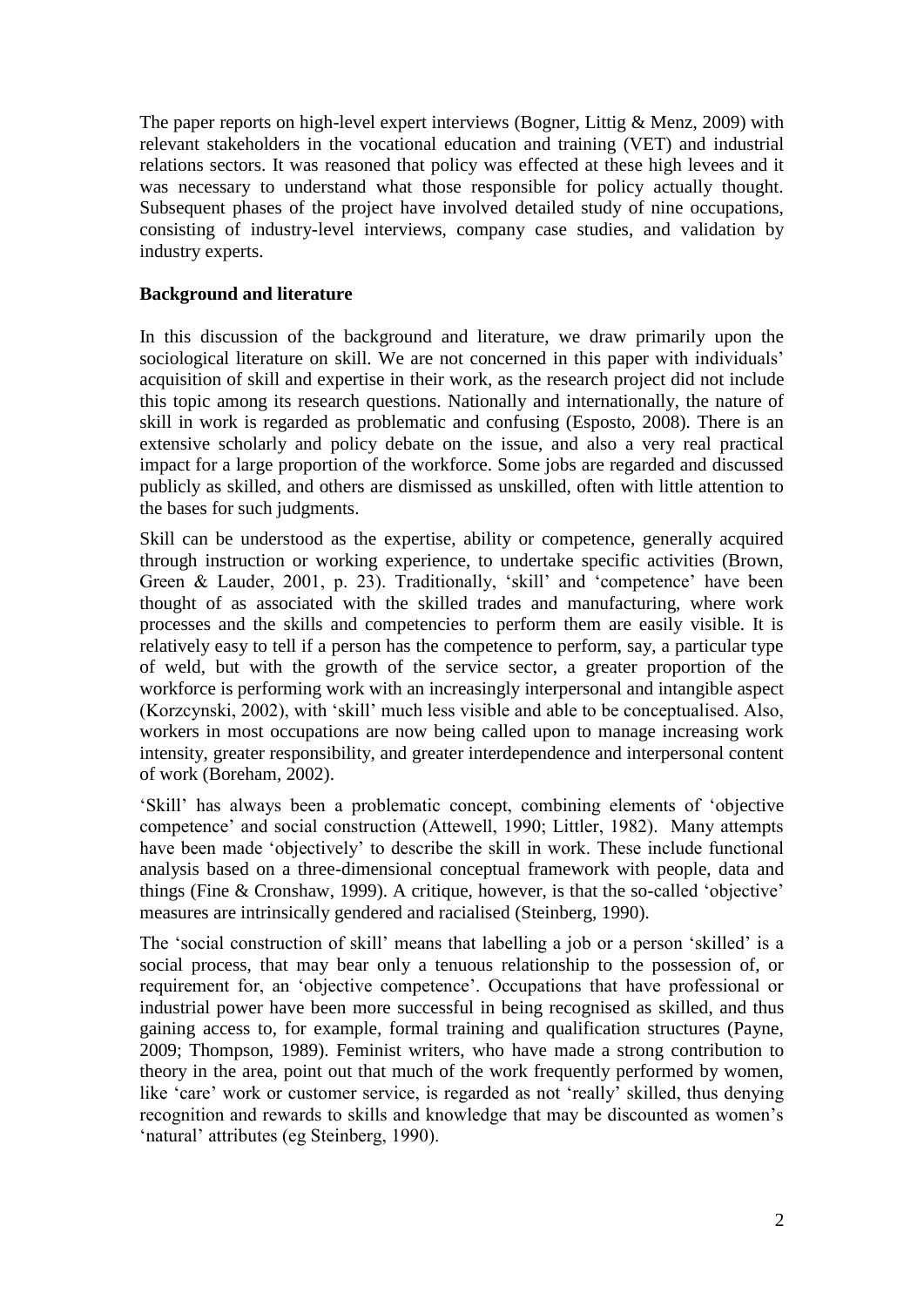The paper reports on high-level expert interviews (Bogner, Littig & Menz, 2009) with relevant stakeholders in the vocational education and training (VET) and industrial relations sectors. It was reasoned that policy was effected at these high levees and it was necessary to understand what those responsible for policy actually thought. Subsequent phases of the project have involved detailed study of nine occupations, consisting of industry-level interviews, company case studies, and validation by industry experts.

**Background and literature**

In this discussion of the background and literature, we draw primarily upon the sociological literature on skill. We are not concerned in this paper with individuals' acquisition of skill and expertise in their work, as the research project did not include this topic among its research questions. Nationally and internationally, the nature of skill in work is regarded as problematic and confusing (Esposto, 2008). There is an extensive scholarly and policy debate on the issue, and also a very real practical impact for a large proportion of the workforce. Some jobs are regarded and discussed publicly as skilled, and others are dismissed as unskilled, often with little attention to the bases for such judgments.

Skill can be understood as the expertise, ability or competence, generally acquired through instruction or working experience, to undertake specific activities (Brown, Green & Lauder, 2001, p. 23). Traditionally, 'skill' and 'competence' have been thought of as associated with the skilled trades and manufacturing, where work processes and the skills and competencies to perform them are easily visible. It is relatively easy to tell if a person has the competence to perform, say, a particular type of weld, but with the growth of the service sector, a greater proportion of the workforce is performing work with an increasingly interpersonal and intangible aspect (Korzcynski, 2002), with 'skill' much less visible and able to be conceptualised. Also, workers in most occupations are now being called upon to manage increasing work intensity, greater responsibility, and greater interdependence and interpersonal content of work (Boreham, 2002).

'Skill' has always been a problematic concept, combining elements of 'objective competence' and social construction (Attewell, 1990; Littler, 1982). Many attempts have been made 'objectively' to describe the skill in work. These include functional analysis based on a three-dimensional conceptual framework with people, data and things (Fine & Cronshaw, 1999). A critique, however, is that the so-called 'objective' measures are intrinsically gendered and racialised (Steinberg, 1990).

The 'social construction of skill' means that labelling a job or a person 'skilled' is a social process, that may bear only a tenuous relationship to the possession of, or requirement for, an 'objective competence'. Occupations that have professional or industrial power have been more successful in being recognised as skilled, and thus gaining access to, for example, formal training and qualification structures (Payne, 2009; Thompson, 1989). Feminist writers, who have made a strong contribution to theory in the area, point out that much of the work frequently performed by women, like 'care' work or customer service, is regarded as not 'really' skilled, thus denying recognition and rewards to skills and knowledge that may be discounted as women's 'natural' attributes (eg Steinberg, 1990).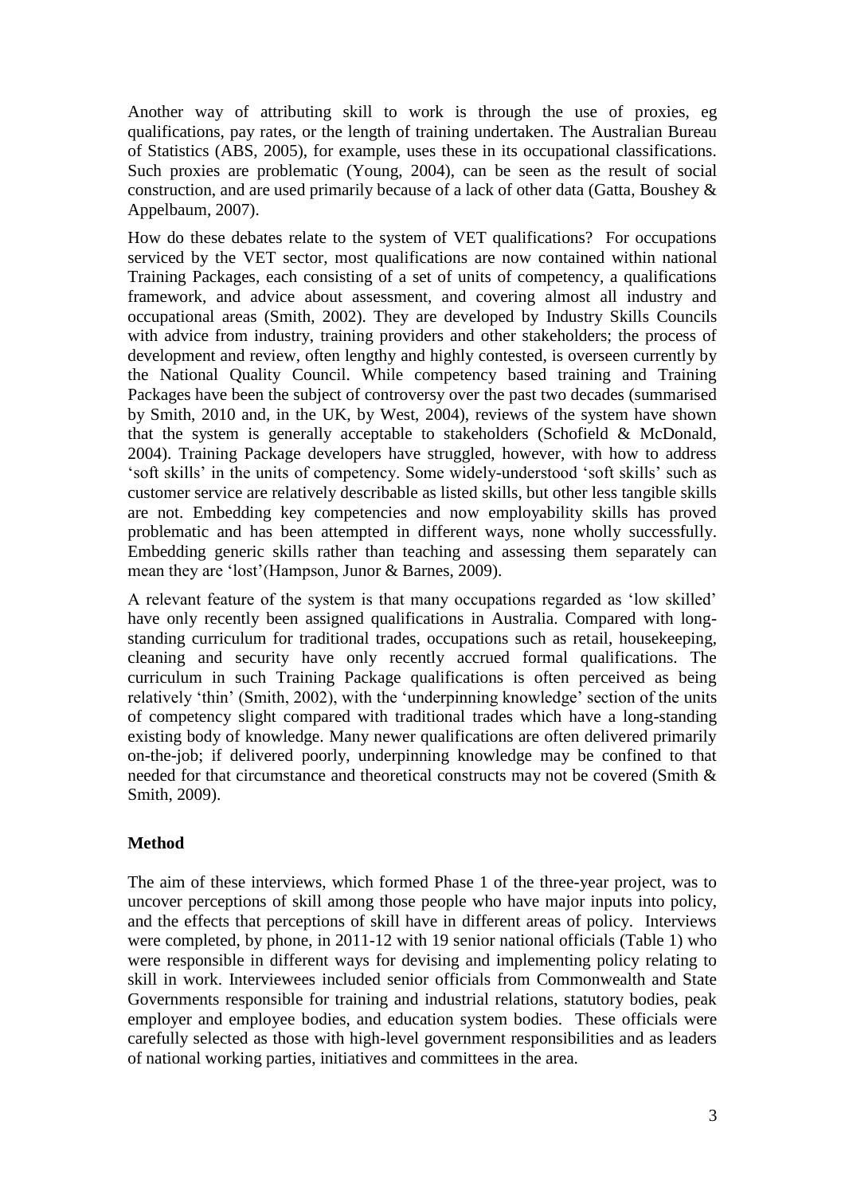Another way of attributing skill to work is through the use of proxies, eg qualifications, pay rates, or the length of training undertaken. The Australian Bureau of Statistics (ABS, 2005), for example, uses these in its occupational classifications. Such proxies are problematic (Young, 2004), can be seen as the result of social construction, and are used primarily because of a lack of other data (Gatta, Boushey & Appelbaum, 2007).

How do these debates relate to the system of VET qualifications? For occupations serviced by the VET sector, most qualifications are now contained within national Training Packages, each consisting of a set of units of competency, a qualifications framework, and advice about assessment, and covering almost all industry and occupational areas (Smith, 2002). They are developed by Industry Skills Councils with advice from industry, training providers and other stakeholders; the process of development and review, often lengthy and highly contested, is overseen currently by the National Quality Council. While competency based training and Training Packages have been the subject of controversy over the past two decades (summarised by Smith, 2010 and, in the UK, by West, 2004), reviews of the system have shown that the system is generally acceptable to stakeholders (Schofield & McDonald, 2004). Training Package developers have struggled, however, with how to address 'soft skills' in the units of competency. Some widely-understood 'soft skills' such as customer service are relatively describable as listed skills, but other less tangible skills are not. Embedding key competencies and now employability skills has proved problematic and has been attempted in different ways, none wholly successfully. Embedding generic skills rather than teaching and assessing them separately can mean they are 'lost'(Hampson, Junor & Barnes, 2009).

A relevant feature of the system is that many occupations regarded as 'low skilled' have only recently been assigned qualifications in Australia. Compared with long-standing curriculum for traditional trades, occupations such as retail, housekeeping, cleaning and security have only recently accrued formal qualifications. The curriculum in such Training Package qualifications is often perceived as being relatively 'thin' (Smith, 2002), with the 'underpinning knowledge' section of the units of competency slight compared with traditional trades which have a long-standing existing body of knowledge. Many newer qualifications are often delivered primarily on-the-job; if delivered poorly, underpinning knowledge may be confined to that needed for that circumstance and theoretical constructs may not be covered (Smith & Smith, 2009).

## Method

The aim of these interviews, which formed Phase 1 of the three-year project, was to uncover perceptions of skill among those people who have major inputs into policy, and the effects that perceptions of skill have in different areas of policy. Interviews were completed, by phone, in 2011-12 with 19 senior national officials (Table 1) who were responsible in different ways for devising and implementing policy relating to skill in work. Interviewees included senior officials from Commonwealth and State Governments responsible for training and industrial relations, statutory bodies, peak employer and employee bodies, and education system bodies. These officials were carefully selected as those with high-level government responsibilities and as leaders of national working parties, initiatives and committees in the area.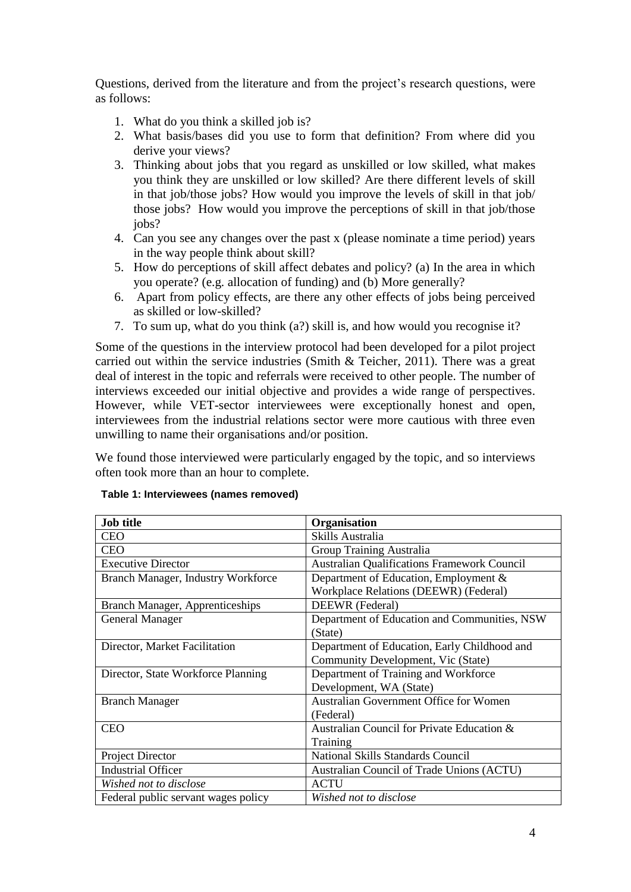Questions, derived from the literature and from the project's research questions, were as follows:

1. What do you think a skilled job is?
2. What basis/bases did you use to form that definition? From where did you derive your views?
3. Thinking about jobs that you regard as unskilled or low skilled, what makes you think they are unskilled or low skilled? Are there different levels of skill in that job/those jobs? How would you improve the levels of skill in that job/ those jobs? How would you improve the perceptions of skill in that job/those jobs?
4. Can you see any changes over the past x (please nominate a time period) years in the way people think about skill?
5. How do perceptions of skill affect debates and policy? (a) In the area in which you operate? (e.g. allocation of funding) and (b) More generally?
6. Apart from policy effects, are there any other effects of jobs being perceived as skilled or low-skilled?
7. To sum up, what do you think (a?) skill is, and how would you recognise it?

Some of the questions in the interview protocol had been developed for a pilot project carried out within the service industries (Smith & Teicher, 2011). There was a great deal of interest in the topic and referrals were received to other people. The number of interviews exceeded our initial objective and provides a wide range of perspectives. However, while VET-sector interviewees were exceptionally honest and open, interviewees from the industrial relations sector were more cautious with three even unwilling to name their organisations and/or position.

We found those interviewed were particularly engaged by the topic, and so interviews often took more than an hour to complete.

**Table 1: Interviewees (names removed)**

| Job title | Organisation |
|---|---|
| CEO | Skills Australia |
| CEO | Group Training Australia |
| Executive Director | Australian Qualifications Framework Council |
| Branch Manager, Industry Workforce | Department of Education, Employment & Workplace Relations (DEEWR) (Federal) |
| Branch Manager, Apprenticeships | DEEWR (Federal) |
| General Manager | Department of Education and Communities, NSW (State) |
| Director, Market Facilitation | Department of Education, Early Childhood and Community Development, Vic (State) |
| Director, State Workforce Planning | Department of Training and Workforce Development, WA (State) |
| Branch Manager | Australian Government Office for Women (Federal) |
| CEO | Australian Council for Private Education & Training |
| Project Director | National Skills Standards Council |
| Industrial Officer | Australian Council of Trade Unions (ACTU) |
| *Wished not to disclose* | ACTU |
| Federal public servant wages policy | *Wished not to disclose* |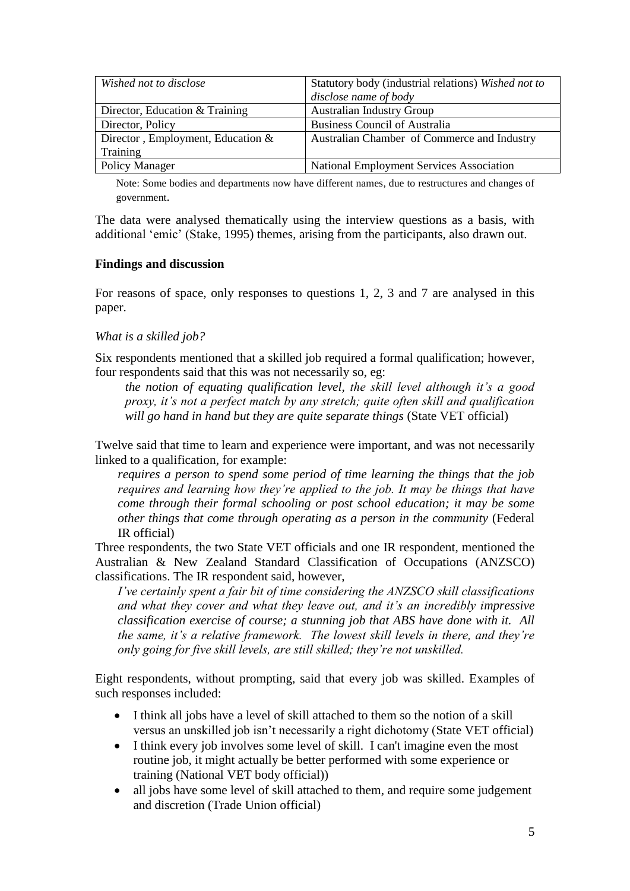| *Wished not to disclose* | Statutory body (industrial relations) *Wished not to disclose name of body* |
|---|---|
| Director, Education & Training | Australian Industry Group |
| Director, Policy | Business Council of Australia |
| Director , Employment, Education & Training | Australian Chamber of Commerce and Industry |
| Policy Manager | National Employment Services Association |

Note: Some bodies and departments now have different names, due to restructures and changes of government.

The data were analysed thematically using the interview questions as a basis, with additional 'emic' (Stake, 1995) themes, arising from the participants, also drawn out.

**Findings and discussion**

For reasons of space, only responses to questions 1, 2, 3 and 7 are analysed in this paper.

*What is a skilled job?*

Six respondents mentioned that a skilled job required a formal qualification; however, four respondents said that this was not necessarily so, eg:

> *the notion of equating qualification level, the skill level although it's a good proxy, it's not a perfect match by any stretch; quite often skill and qualification will go hand in hand but they are quite separate things* (State VET official)

Twelve said that time to learn and experience were important, and was not necessarily linked to a qualification, for example:

> *requires a person to spend some period of time learning the things that the job requires and learning how they're applied to the job. It may be things that have come through their formal schooling or post school education; it may be some other things that come through operating as a person in the community* (Federal IR official)

Three respondents, the two State VET officials and one IR respondent, mentioned the Australian & New Zealand Standard Classification of Occupations (ANZSCO) classifications. The IR respondent said, however,

> *I've certainly spent a fair bit of time considering the ANZSCO skill classifications and what they cover and what they leave out, and it's an incredibly impressive classification exercise of course; a stunning job that ABS have done with it. All the same, it's a relative framework. The lowest skill levels in there, and they're only going for five skill levels, are still skilled; they're not unskilled.*

Eight respondents, without prompting, said that every job was skilled. Examples of such responses included:

- I think all jobs have a level of skill attached to them so the notion of a skill versus an unskilled job isn't necessarily a right dichotomy (State VET official)
- I think every job involves some level of skill. I can't imagine even the most routine job, it might actually be better performed with some experience or training (National VET body official))
- all jobs have some level of skill attached to them, and require some judgement and discretion (Trade Union official)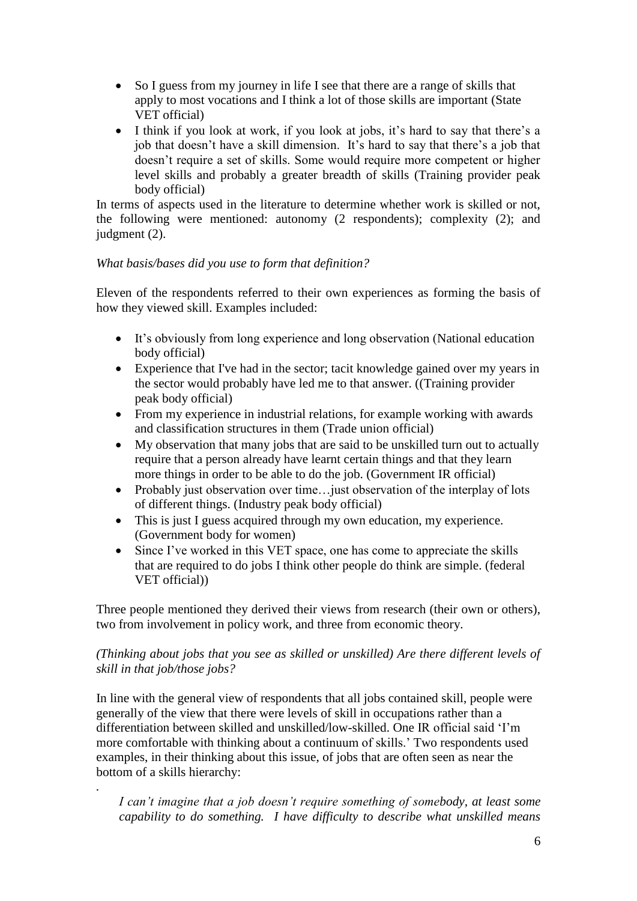- So I guess from my journey in life I see that there are a range of skills that apply to most vocations and I think a lot of those skills are important (State VET official)
- I think if you look at work, if you look at jobs, it's hard to say that there's a job that doesn't have a skill dimension. It's hard to say that there's a job that doesn't require a set of skills. Some would require more competent or higher level skills and probably a greater breadth of skills (Training provider peak body official)

In terms of aspects used in the literature to determine whether work is skilled or not, the following were mentioned: autonomy (2 respondents); complexity (2); and judgment (2).

*What basis/bases did you use to form that definition?*

Eleven of the respondents referred to their own experiences as forming the basis of how they viewed skill. Examples included:

- It's obviously from long experience and long observation (National education body official)
- Experience that I've had in the sector; tacit knowledge gained over my years in the sector would probably have led me to that answer. ((Training provider peak body official)
- From my experience in industrial relations, for example working with awards and classification structures in them (Trade union official)
- My observation that many jobs that are said to be unskilled turn out to actually require that a person already have learnt certain things and that they learn more things in order to be able to do the job. (Government IR official)
- Probably just observation over time…just observation of the interplay of lots of different things. (Industry peak body official)
- This is just I guess acquired through my own education, my experience. (Government body for women)
- Since I've worked in this VET space, one has come to appreciate the skills that are required to do jobs I think other people do think are simple. (federal VET official))

Three people mentioned they derived their views from research (their own or others), two from involvement in policy work, and three from economic theory.

*(Thinking about jobs that you see as skilled or unskilled) Are there different levels of skill in that job/those jobs?*

In line with the general view of respondents that all jobs contained skill, people were generally of the view that there were levels of skill in occupations rather than a differentiation between skilled and unskilled/low-skilled. One IR official said 'I'm more comfortable with thinking about a continuum of skills.' Two respondents used examples, in their thinking about this issue, of jobs that are often seen as near the bottom of a skills hierarchy:

.

> *I can't imagine that a job doesn't require something of somebody, at least some capability to do something. I have difficulty to describe what unskilled means*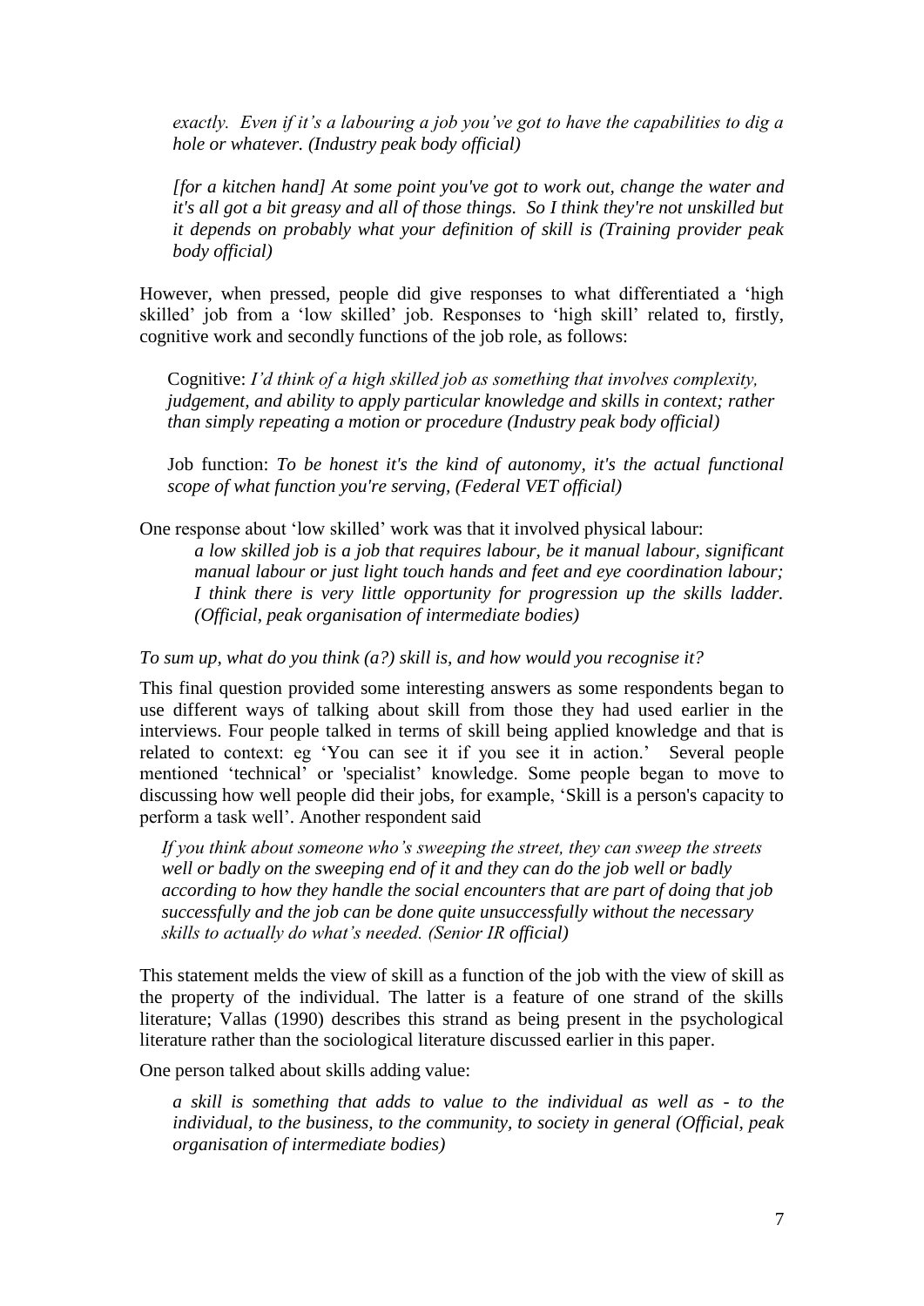*exactly. Even if it's a labouring a job you've got to have the capabilities to dig a hole or whatever. (Industry peak body official)*

*[for a kitchen hand] At some point you've got to work out, change the water and it's all got a bit greasy and all of those things. So I think they're not unskilled but it depends on probably what your definition of skill is (Training provider peak body official)*

However, when pressed, people did give responses to what differentiated a 'high skilled' job from a 'low skilled' job. Responses to 'high skill' related to, firstly, cognitive work and secondly functions of the job role, as follows:

Cognitive: *I'd think of a high skilled job as something that involves complexity, judgement, and ability to apply particular knowledge and skills in context; rather than simply repeating a motion or procedure (Industry peak body official)*

Job function: *To be honest it's the kind of autonomy, it's the actual functional scope of what function you're serving, (Federal VET official)*

One response about 'low skilled' work was that it involved physical labour:

*a low skilled job is a job that requires labour, be it manual labour, significant manual labour or just light touch hands and feet and eye coordination labour; I think there is very little opportunity for progression up the skills ladder. (Official, peak organisation of intermediate bodies)*

*To sum up, what do you think (a?) skill is, and how would you recognise it?*

This final question provided some interesting answers as some respondents began to use different ways of talking about skill from those they had used earlier in the interviews. Four people talked in terms of skill being applied knowledge and that is related to context: eg 'You can see it if you see it in action.' Several people mentioned 'technical' or 'specialist' knowledge. Some people began to move to discussing how well people did their jobs, for example, 'Skill is a person's capacity to perform a task well'. Another respondent said

*If you think about someone who's sweeping the street, they can sweep the streets well or badly on the sweeping end of it and they can do the job well or badly according to how they handle the social encounters that are part of doing that job successfully and the job can be done quite unsuccessfully without the necessary skills to actually do what's needed. (Senior IR official)*

This statement melds the view of skill as a function of the job with the view of skill as the property of the individual. The latter is a feature of one strand of the skills literature; Vallas (1990) describes this strand as being present in the psychological literature rather than the sociological literature discussed earlier in this paper.

One person talked about skills adding value:

*a skill is something that adds to value to the individual as well as - to the individual, to the business, to the community, to society in general (Official, peak organisation of intermediate bodies)*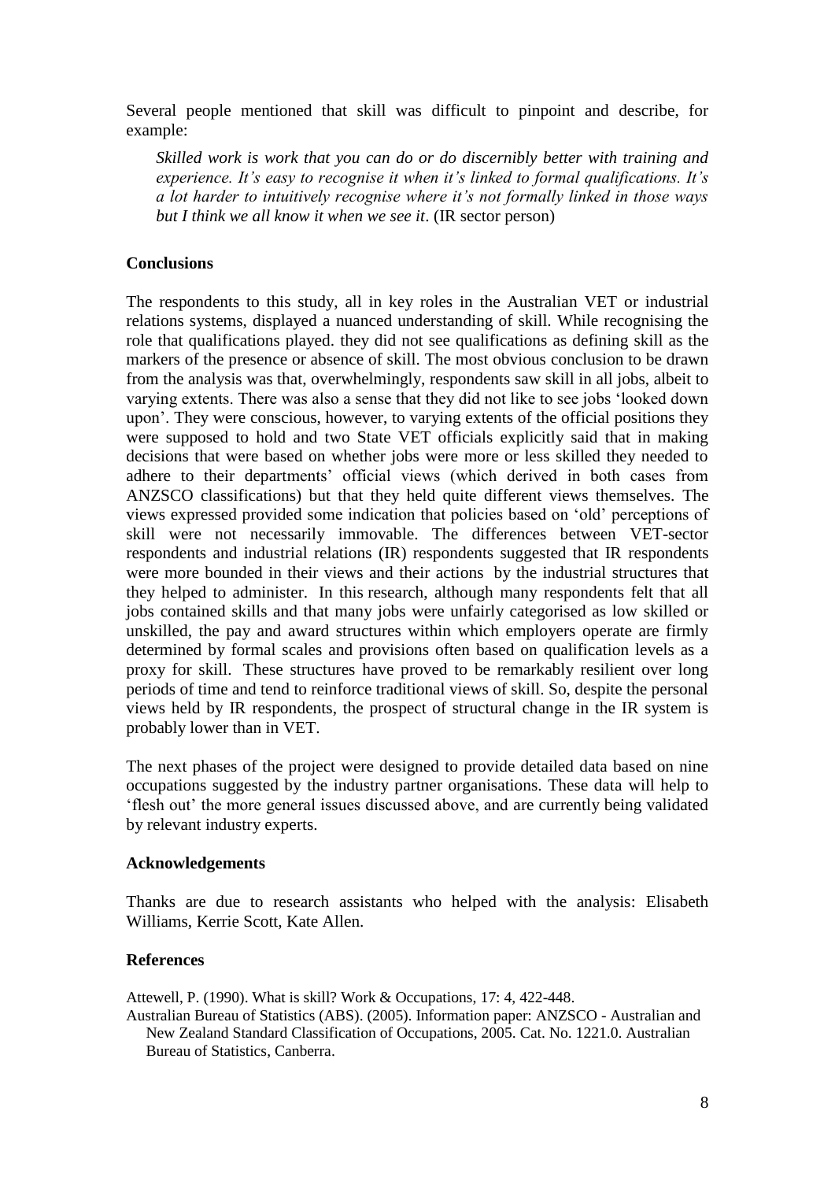Several people mentioned that skill was difficult to pinpoint and describe, for example:

> *Skilled work is work that you can do or do discernibly better with training and experience. It's easy to recognise it when it's linked to formal qualifications. It's a lot harder to intuitively recognise where it's not formally linked in those ways but I think we all know it when we see it*. (IR sector person)

## Conclusions

The respondents to this study, all in key roles in the Australian VET or industrial relations systems, displayed a nuanced understanding of skill. While recognising the role that qualifications played. they did not see qualifications as defining skill as the markers of the presence or absence of skill. The most obvious conclusion to be drawn from the analysis was that, overwhelmingly, respondents saw skill in all jobs, albeit to varying extents. There was also a sense that they did not like to see jobs 'looked down upon'. They were conscious, however, to varying extents of the official positions they were supposed to hold and two State VET officials explicitly said that in making decisions that were based on whether jobs were more or less skilled they needed to adhere to their departments' official views (which derived in both cases from ANZSCO classifications) but that they held quite different views themselves. The views expressed provided some indication that policies based on 'old' perceptions of skill were not necessarily immovable. The differences between VET-sector respondents and industrial relations (IR) respondents suggested that IR respondents were more bounded in their views and their actions by the industrial structures that they helped to administer. In this research, although many respondents felt that all jobs contained skills and that many jobs were unfairly categorised as low skilled or unskilled, the pay and award structures within which employers operate are firmly determined by formal scales and provisions often based on qualification levels as a proxy for skill. These structures have proved to be remarkably resilient over long periods of time and tend to reinforce traditional views of skill. So, despite the personal views held by IR respondents, the prospect of structural change in the IR system is probably lower than in VET.

The next phases of the project were designed to provide detailed data based on nine occupations suggested by the industry partner organisations. These data will help to 'flesh out' the more general issues discussed above, and are currently being validated by relevant industry experts.

## Acknowledgements

Thanks are due to research assistants who helped with the analysis: Elisabeth Williams, Kerrie Scott, Kate Allen.

## References

Attewell, P. (1990). What is skill? Work & Occupations, 17: 4, 422-448.

Australian Bureau of Statistics (ABS). (2005). Information paper: ANZSCO - Australian and New Zealand Standard Classification of Occupations, 2005. Cat. No. 1221.0. Australian Bureau of Statistics, Canberra.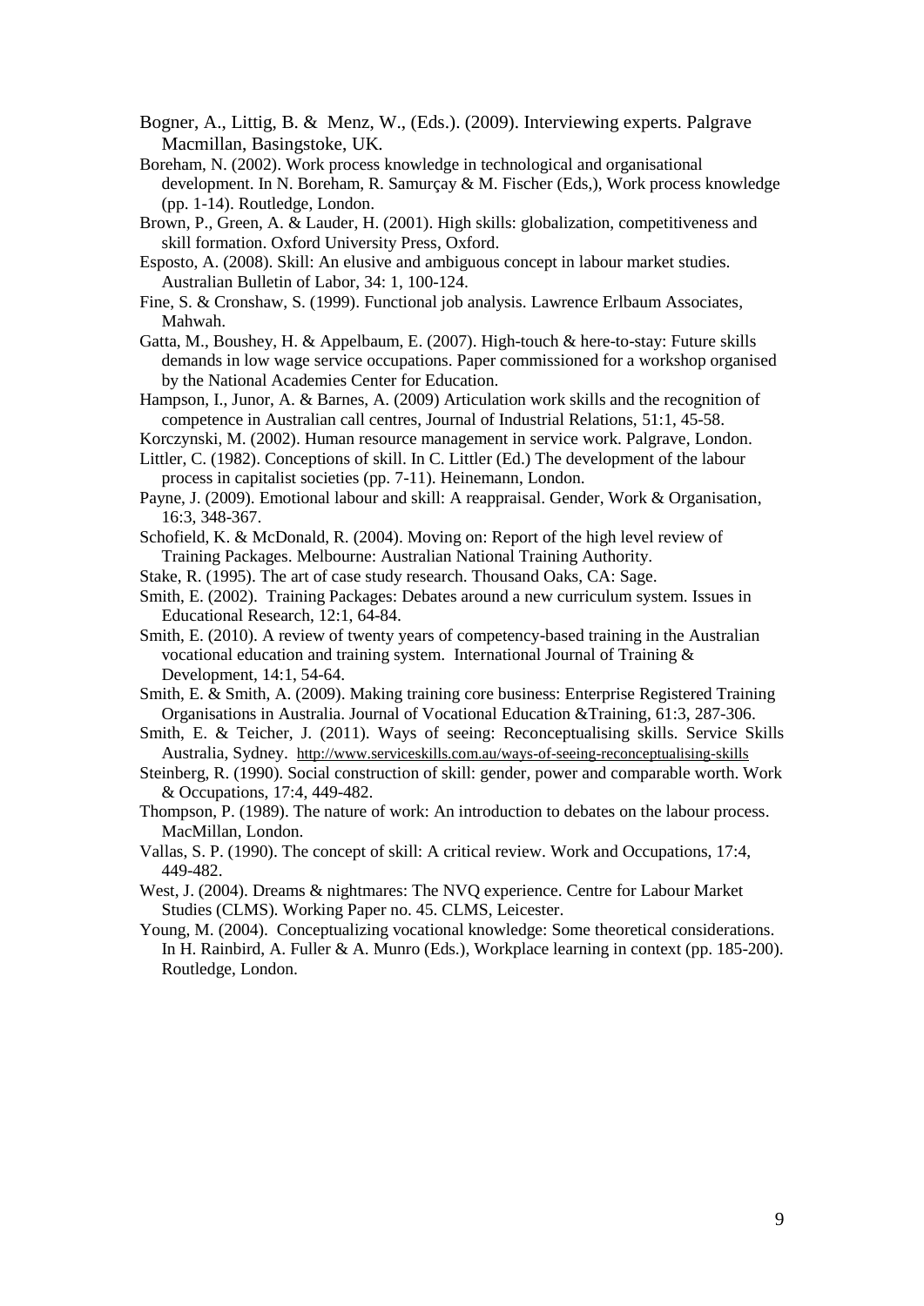Bogner, A., Littig, B. & Menz, W., (Eds.). (2009). Interviewing experts. Palgrave Macmillan, Basingstoke, UK.

Boreham, N. (2002). Work process knowledge in technological and organisational development. In N. Boreham, R. Samurçay & M. Fischer (Eds,), Work process knowledge (pp. 1-14). Routledge, London.

Brown, P., Green, A. & Lauder, H. (2001). High skills: globalization, competitiveness and skill formation. Oxford University Press, Oxford.

Esposto, A. (2008). Skill: An elusive and ambiguous concept in labour market studies. Australian Bulletin of Labor, 34: 1, 100-124.

Fine, S. & Cronshaw, S. (1999). Functional job analysis. Lawrence Erlbaum Associates, Mahwah.

Gatta, M., Boushey, H. & Appelbaum, E. (2007). High-touch & here-to-stay: Future skills demands in low wage service occupations. Paper commissioned for a workshop organised by the National Academies Center for Education.

Hampson, I., Junor, A. & Barnes, A. (2009) Articulation work skills and the recognition of competence in Australian call centres, Journal of Industrial Relations, 51:1, 45-58.

Korczynski, M. (2002). Human resource management in service work. Palgrave, London.

Littler, C. (1982). Conceptions of skill. In C. Littler (Ed.) The development of the labour process in capitalist societies (pp. 7-11). Heinemann, London.

Payne, J. (2009). Emotional labour and skill: A reappraisal. Gender, Work & Organisation, 16:3, 348-367.

Schofield, K. & McDonald, R. (2004). Moving on: Report of the high level review of Training Packages. Melbourne: Australian National Training Authority.

Stake, R. (1995). The art of case study research. Thousand Oaks, CA: Sage.

Smith, E. (2002). Training Packages: Debates around a new curriculum system. Issues in Educational Research, 12:1, 64-84.

Smith, E. (2010). A review of twenty years of competency-based training in the Australian vocational education and training system. International Journal of Training & Development, 14:1, 54-64.

Smith, E. & Smith, A. (2009). Making training core business: Enterprise Registered Training Organisations in Australia. Journal of Vocational Education &Training, 61:3, 287-306.

Smith, E. & Teicher, J. (2011). Ways of seeing: Reconceptualising skills. Service Skills Australia, Sydney. http://www.serviceskills.com.au/ways-of-seeing-reconceptualising-skills

Steinberg, R. (1990). Social construction of skill: gender, power and comparable worth. Work & Occupations, 17:4, 449-482.

Thompson, P. (1989). The nature of work: An introduction to debates on the labour process. MacMillan, London.

Vallas, S. P. (1990). The concept of skill: A critical review. Work and Occupations, 17:4, 449-482.

West, J. (2004). Dreams & nightmares: The NVQ experience. Centre for Labour Market Studies (CLMS). Working Paper no. 45. CLMS, Leicester.

Young, M. (2004). Conceptualizing vocational knowledge: Some theoretical considerations. In H. Rainbird, A. Fuller & A. Munro (Eds.), Workplace learning in context (pp. 185-200). Routledge, London.